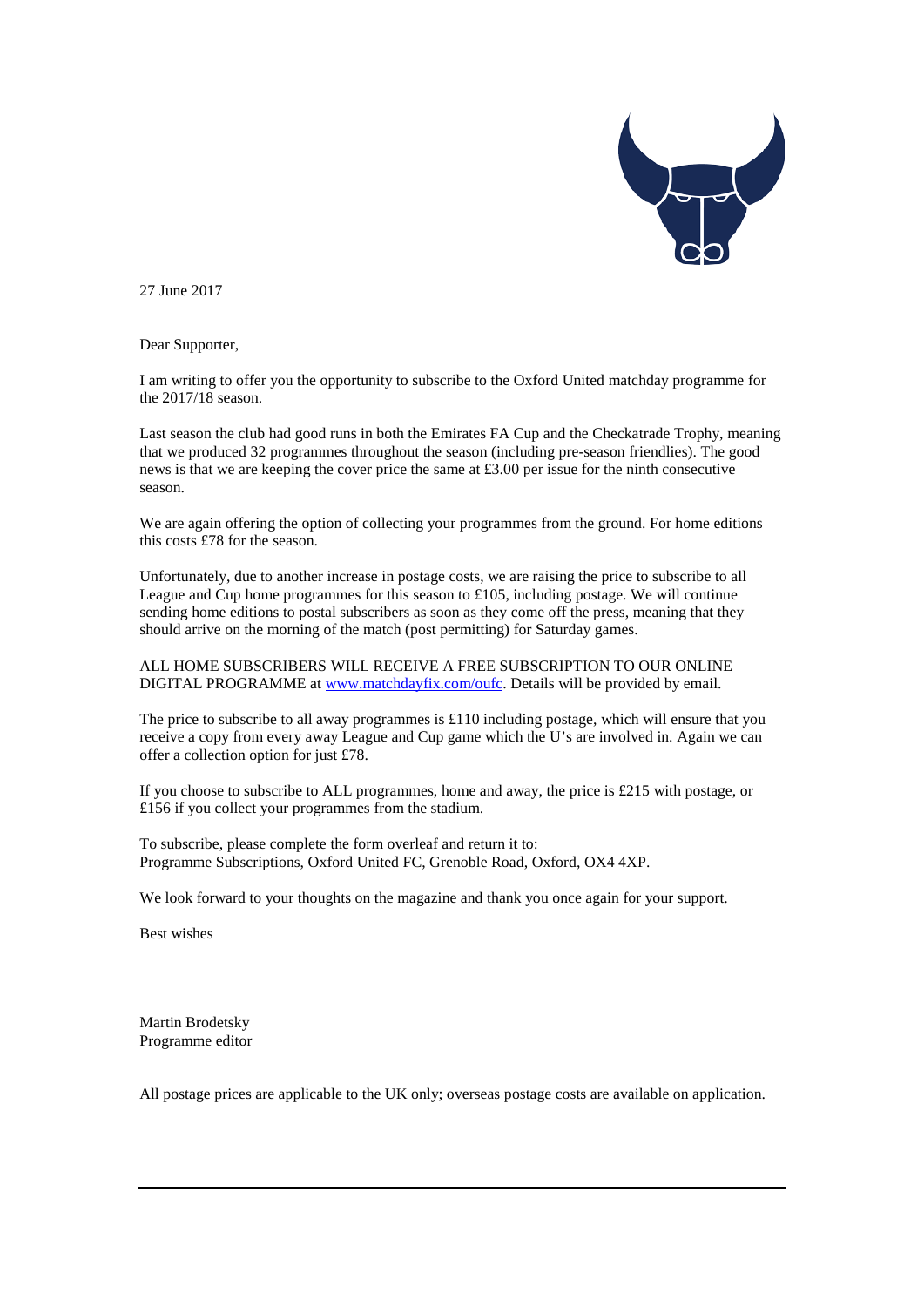27 June 2017

Dear Supporter,

I am writing to offer you the opportunity to subscribe to the Oxford United matchday programme for the 2017/18 season.

Last season the club had good runs in both the Emirates FA Cup and the Checkatrade Trophy, meaning that we produced 32 programmes throughout the season (including pre-season friendlies). The good news is that we are keeping the cover price the same at £3.00 per issue for the ninth consecutive season.

We are again offering the option of collecting your programmes from the ground. For home editions this costs £78 for the season.

Unfortunately, due to another increase in postage costs, we are raising the price to subscribe to all League and Cup home programmes for this season to £105, including postage. We will continue sending home editions to postal subscribers as soon as they come off the press, meaning that they should arrive on the morning of the match (post permitting) for Saturday games.

ALL HOME SUBSCRIBERS WILL RECEIVE A FREE SUBSCRIPTION TO OUR ONLINE DIGITAL PROGRAMME at [www.matchdayfix.com/oufc](www.matchdayfix.com/oufc). Details will be provided by email.

The price to subscribe to all away programmes is £110 including postage, which will ensure that you receive a copy from every away League and Cup game which the U's are involved in. Again we can offer a collection option for just £78.

If you choose to subscribe to ALL programmes, home and away, the price is £215 with postage, or £156 if you collect your programmes from the stadium.

To subscribe, please complete the form overleaf and return it to:
Programme Subscriptions, Oxford United FC, Grenoble Road, Oxford, OX4 4XP.

We look forward to your thoughts on the magazine and thank you once again for your support.

Best wishes

Martin Brodetsky
Programme editor

All postage prices are applicable to the UK only; overseas postage costs are available on application.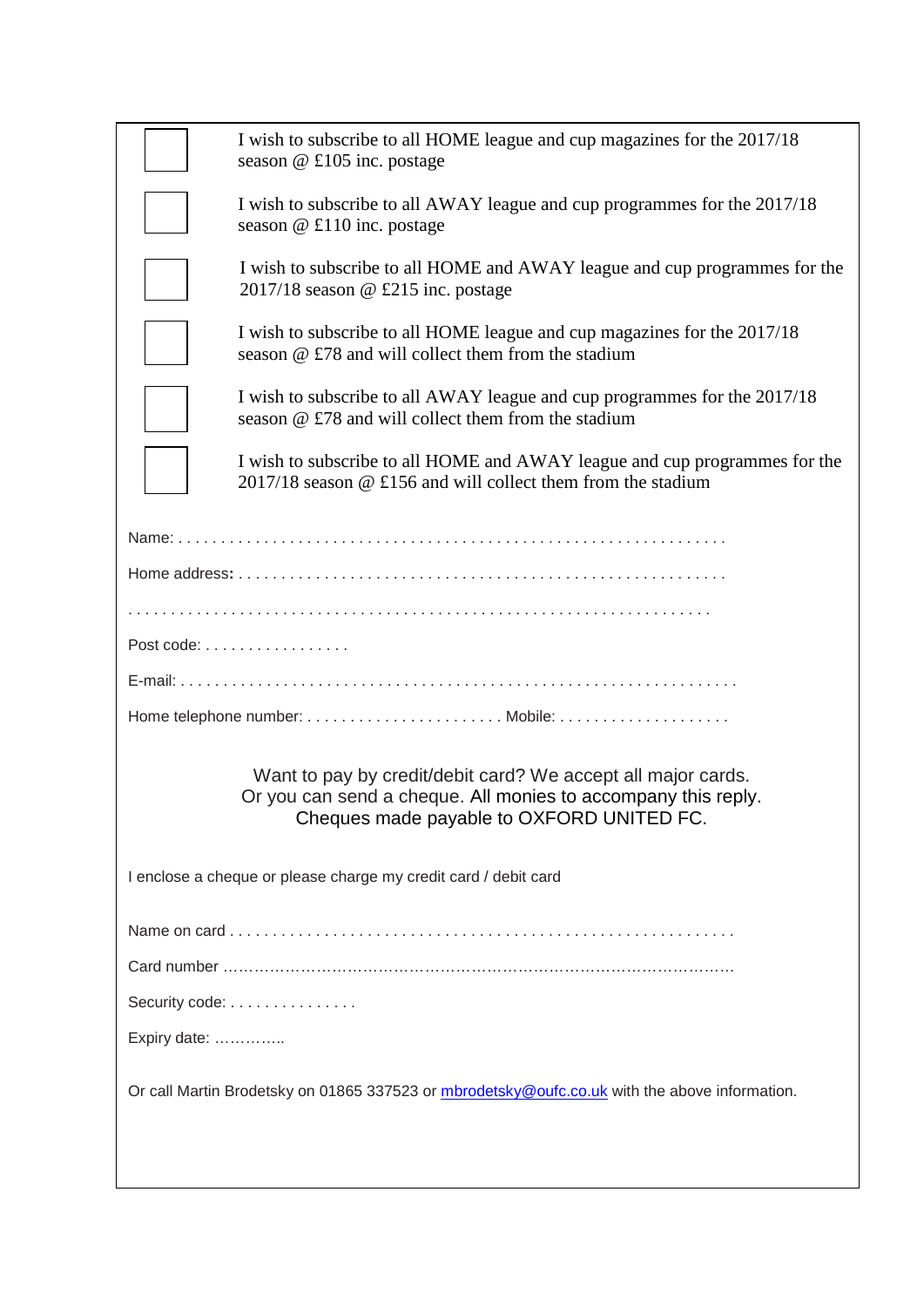- [ ] I wish to subscribe to all HOME league and cup magazines for the 2017/18 season @ £105 inc. postage
- [ ] I wish to subscribe to all AWAY league and cup programmes for the 2017/18 season @ £110 inc. postage
- [ ] I wish to subscribe to all HOME and AWAY league and cup programmes for the 2017/18 season @ £215 inc. postage
- [ ] I wish to subscribe to all HOME league and cup magazines for the 2017/18 season @ £78 and will collect them from the stadium
- [ ] I wish to subscribe to all AWAY league and cup programmes for the 2017/18 season @ £78 and will collect them from the stadium
- [ ] I wish to subscribe to all HOME and AWAY league and cup programmes for the 2017/18 season @ £156 and will collect them from the stadium

Name: . . . . . . . . . . . . . . . . . . . . . . . . . . . . . . . . . . . . . . . . . . . . . . . . . . . . . . . . . . . . . . .

Home address**:** . . . . . . . . . . . . . . . . . . . . . . . . . . . . . . . . . . . . . . . . . . . . . . . . . . . . . .

. . . . . . . . . . . . . . . . . . . . . . . . . . . . . . . . . . . . . . . . . . . . . . . . . . . . . . . . . . . . . . . . .

Post code: . . . . . . . . . . . . . . . . .

E-mail: . . . . . . . . . . . . . . . . . . . . . . . . . . . . . . . . . . . . . . . . . . . . . . . . . . . . . . . . . . . . . . . . .

Home telephone number: . . . . . . . . . . . . . . . . . . . . . . . Mobile: . . . . . . . . . . . . . . . . . . . .

Want to pay by credit/debit card? We accept all major cards.
Or you can send a cheque. All monies to accompany this reply.
Cheques made payable to OXFORD UNITED FC.

I enclose a cheque or please charge my credit card / debit card

Name on card . . . . . . . . . . . . . . . . . . . . . . . . . . . . . . . . . . . . . . . . . . . . . . . . . . . . . . . . . .

Card number ……………………………………………………………………………………….

Security code: . . . . . . . . . . . . . . .

Expiry date: …………..

Or call Martin Brodetsky on 01865 337523 or mbrodetsky@oufc.co.uk with the above information.